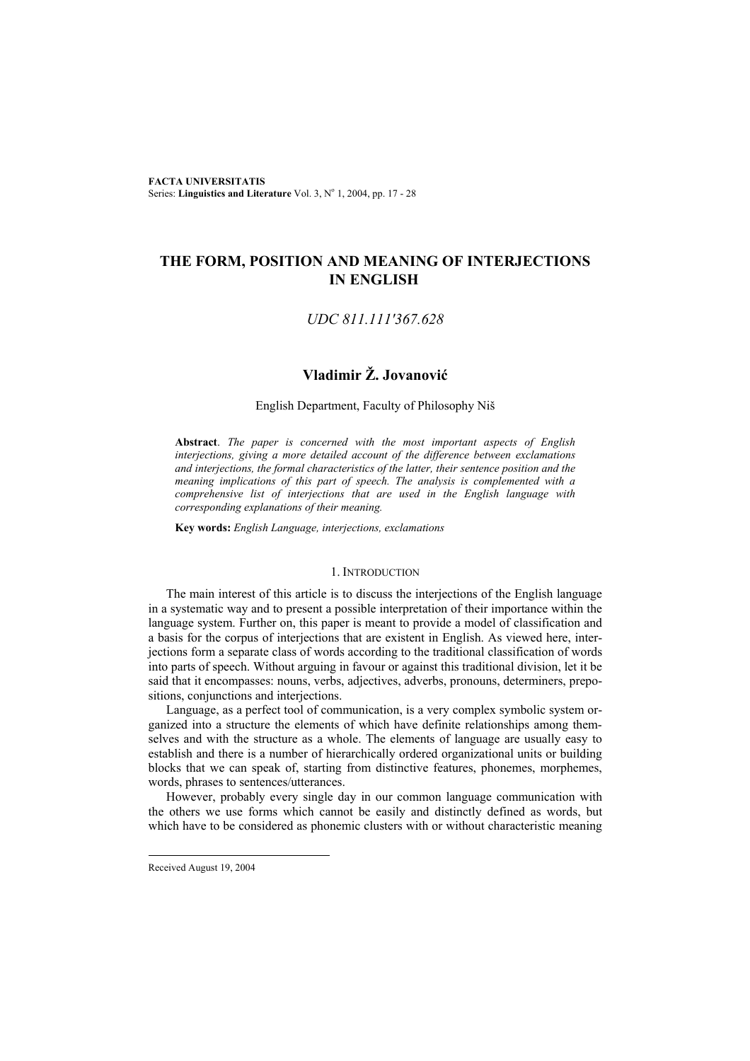# THE FORM, POSITION AND MEANING OF INTERJECTIONS IN ENGLISH

*UDC 811.111'367.628*

## Vladimir Ž. Jovanović

English Department, Faculty of Philosophy Niš

**Abstract**. *The paper is concerned with the most important aspects of English interjections, giving a more detailed account of the difference between exclamations and interjections, the formal characteristics of the latter, their sentence position and the meaning implications of this part of speech. The analysis is complemented with a comprehensive list of interjections that are used in the English language with corresponding explanations of their meaning.*

**Key words:** *English Language, interjections, exclamations*

### 1. INTRODUCTION

The main interest of this article is to discuss the interjections of the English language in a systematic way and to present a possible interpretation of their importance within the language system. Further on, this paper is meant to provide a model of classification and a basis for the corpus of interjections that are existent in English. As viewed here, interjections form a separate class of words according to the traditional classification of words into parts of speech. Without arguing in favour or against this traditional division, let it be said that it encompasses: nouns, verbs, adjectives, adverbs, pronouns, determiners, prepositions, conjunctions and interjections.

Language, as a perfect tool of communication, is a very complex symbolic system organized into a structure the elements of which have definite relationships among themselves and with the structure as a whole. The elements of language are usually easy to establish and there is a number of hierarchically ordered organizational units or building blocks that we can speak of, starting from distinctive features, phonemes, morphemes, words, phrases to sentences/utterances.

However, probably every single day in our common language communication with the others we use forms which cannot be easily and distinctly defined as words, but which have to be considered as phonemic clusters with or without characteristic meaning

Received August 19, 2004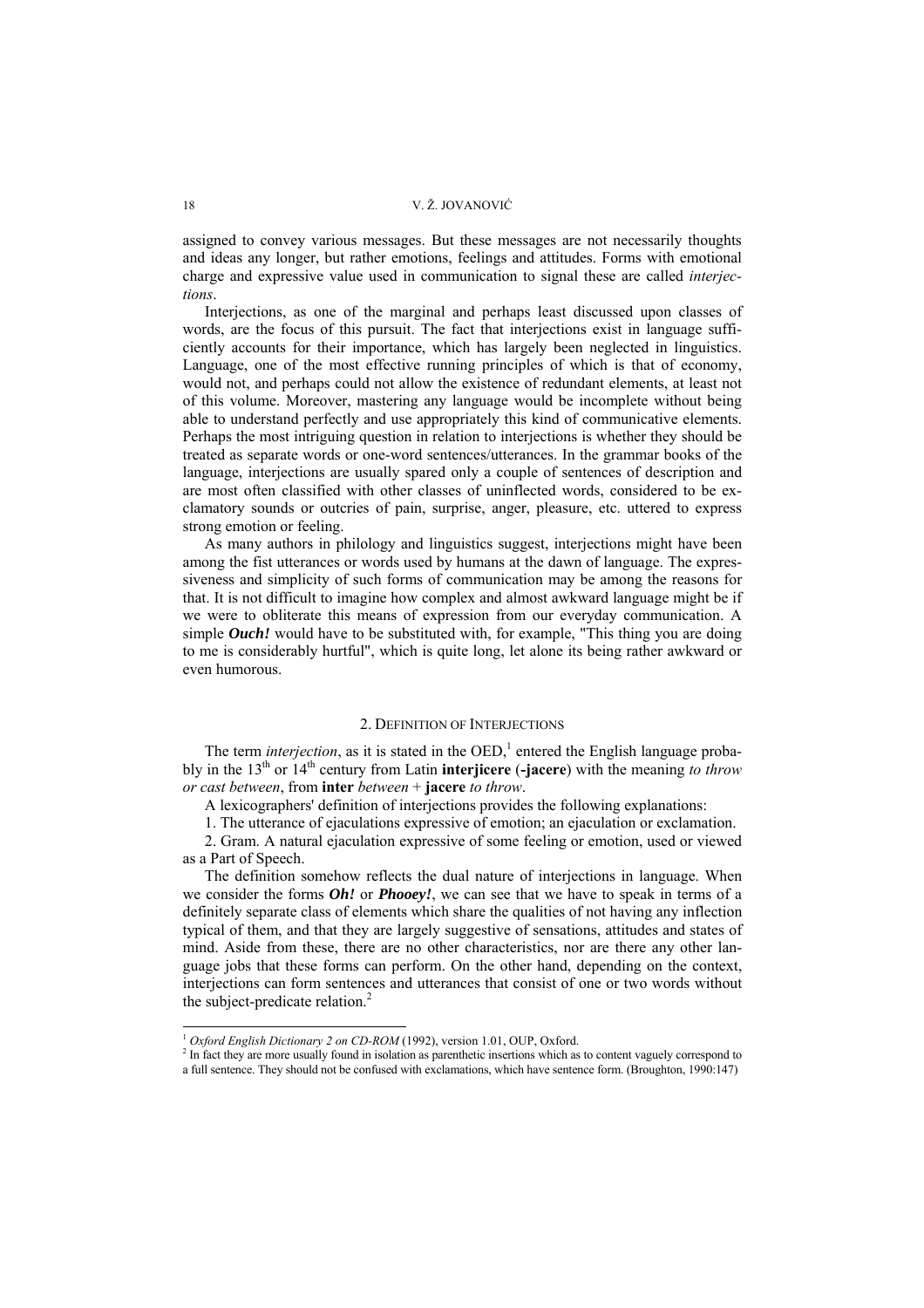assigned to convey various messages. But these messages are not necessarily thoughts and ideas any longer, but rather emotions, feelings and attitudes. Forms with emotional charge and expressive value used in communication to signal these are called *interjections*.

Interjections, as one of the marginal and perhaps least discussed upon classes of words, are the focus of this pursuit. The fact that interjections exist in language sufficiently accounts for their importance, which has largely been neglected in linguistics. Language, one of the most effective running principles of which is that of economy, would not, and perhaps could not allow the existence of redundant elements, at least not of this volume. Moreover, mastering any language would be incomplete without being able to understand perfectly and use appropriately this kind of communicative elements. Perhaps the most intriguing question in relation to interjections is whether they should be treated as separate words or one-word sentences/utterances. In the grammar books of the language, interjections are usually spared only a couple of sentences of description and are most often classified with other classes of uninflected words, considered to be exclamatory sounds or outcries of pain, surprise, anger, pleasure, etc. uttered to express strong emotion or feeling.

As many authors in philology and linguistics suggest, interjections might have been among the fist utterances or words used by humans at the dawn of language. The expressiveness and simplicity of such forms of communication may be among the reasons for that. It is not difficult to imagine how complex and almost awkward language might be if we were to obliterate this means of expression from our everyday communication. A simple ***Ouch!*** would have to be substituted with, for example, "This thing you are doing to me is considerably hurtful", which is quite long, let alone its being rather awkward or even humorous.

## 2. Definition of Interjections

The term *interjection*, as it is stated in the OED,[1] entered the English language probably in the 13th or 14th century from Latin **interjicere** (**-jacere**) with the meaning *to throw or cast between*, from **inter** *between* + **jacere** *to throw*.

A lexicographers' definition of interjections provides the following explanations:

1. The utterance of ejaculations expressive of emotion; an ejaculation or exclamation.

2. Gram. A natural ejaculation expressive of some feeling or emotion, used or viewed as a Part of Speech.

The definition somehow reflects the dual nature of interjections in language. When we consider the forms ***Oh!*** or ***Phooey!***, we can see that we have to speak in terms of a definitely separate class of elements which share the qualities of not having any inflection typical of them, and that they are largely suggestive of sensations, attitudes and states of mind. Aside from these, there are no other characteristics, nor are there any other language jobs that these forms can perform. On the other hand, depending on the context, interjections can form sentences and utterances that consist of one or two words without the subject-predicate relation.[2]

---

[1] *Oxford English Dictionary 2 on CD-ROM* (1992), version 1.01, OUP, Oxford.

[2] In fact they are more usually found in isolation as parenthetic insertions which as to content vaguely correspond to a full sentence. They should not be confused with exclamations, which have sentence form. (Broughton, 1990:147)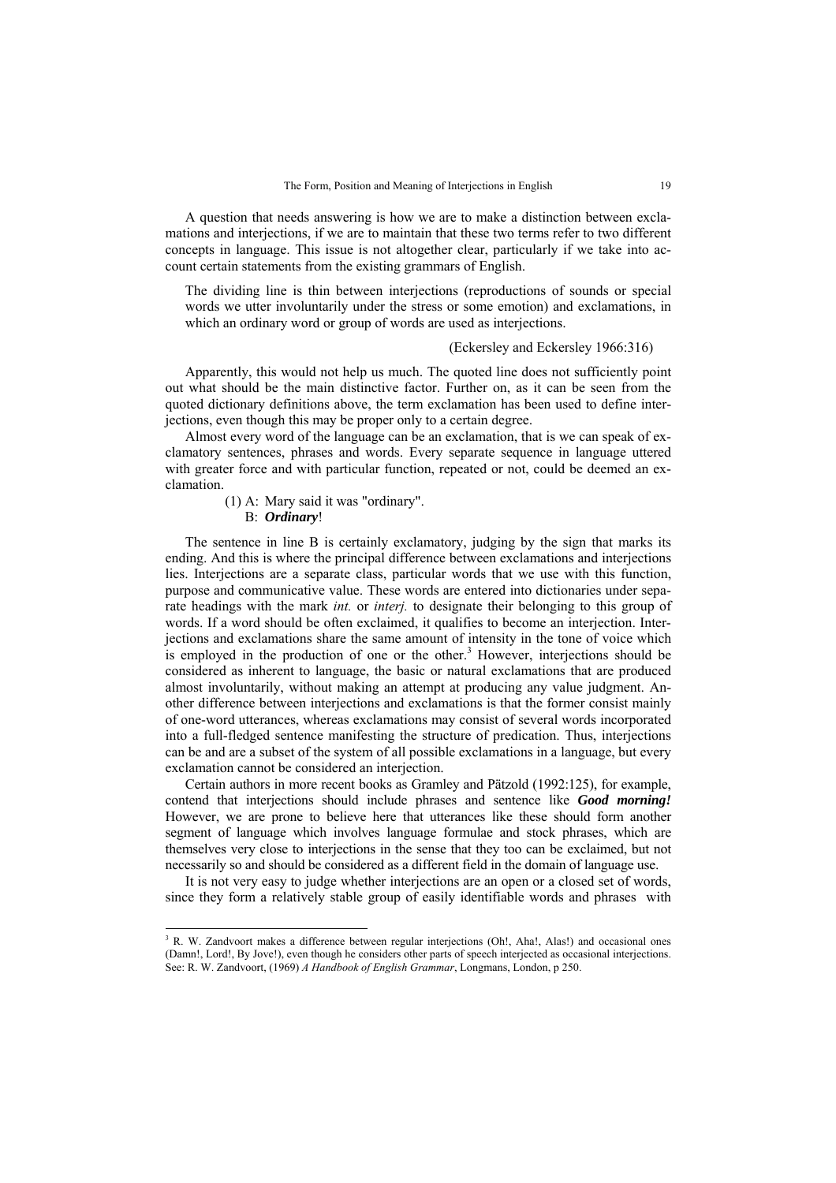A question that needs answering is how we are to make a distinction between exclamations and interjections, if we are to maintain that these two terms refer to two different concepts in language. This issue is not altogether clear, particularly if we take into account certain statements from the existing grammars of English.

> The dividing line is thin between interjections (reproductions of sounds or special words we utter involuntarily under the stress or some emotion) and exclamations, in which an ordinary word or group of words are used as interjections.
>
> (Eckersley and Eckersley 1966:316)

Apparently, this would not help us much. The quoted line does not sufficiently point out what should be the main distinctive factor. Further on, as it can be seen from the quoted dictionary definitions above, the term exclamation has been used to define interjections, even though this may be proper only to a certain degree.

Almost every word of the language can be an exclamation, that is we can speak of exclamatory sentences, phrases and words. Every separate sequence in language uttered with greater force and with particular function, repeated or not, could be deemed an exclamation.

(1) A: Mary said it was "ordinary".
B: ***Ordinary***!

The sentence in line B is certainly exclamatory, judging by the sign that marks its ending. And this is where the principal difference between exclamations and interjections lies. Interjections are a separate class, particular words that we use with this function, purpose and communicative value. These words are entered into dictionaries under separate headings with the mark *int.* or *interj.* to designate their belonging to this group of words. If a word should be often exclaimed, it qualifies to become an interjection. Interjections and exclamations share the same amount of intensity in the tone of voice which is employed in the production of one or the other.[3] However, interjections should be considered as inherent to language, the basic or natural exclamations that are produced almost involuntarily, without making an attempt at producing any value judgment. Another difference between interjections and exclamations is that the former consist mainly of one-word utterances, whereas exclamations may consist of several words incorporated into a full-fledged sentence manifesting the structure of predication. Thus, interjections can be and are a subset of the system of all possible exclamations in a language, but every exclamation cannot be considered an interjection.

Certain authors in more recent books as Gramley and Pätzold (1992:125), for example, contend that interjections should include phrases and sentence like ***Good morning!*** However, we are prone to believe here that utterances like these should form another segment of language which involves language formulae and stock phrases, which are themselves very close to interjections in the sense that they too can be exclaimed, but not necessarily so and should be considered as a different field in the domain of language use.

It is not very easy to judge whether interjections are an open or a closed set of words, since they form a relatively stable group of easily identifiable words and phrases with

---

[3] R. W. Zandvoort makes a difference between regular interjections (Oh!, Aha!, Alas!) and occasional ones (Damn!, Lord!, By Jove!), even though he considers other parts of speech interjected as occasional interjections. See: R. W. Zandvoort, (1969) *A Handbook of English Grammar*, Longmans, London, p 250.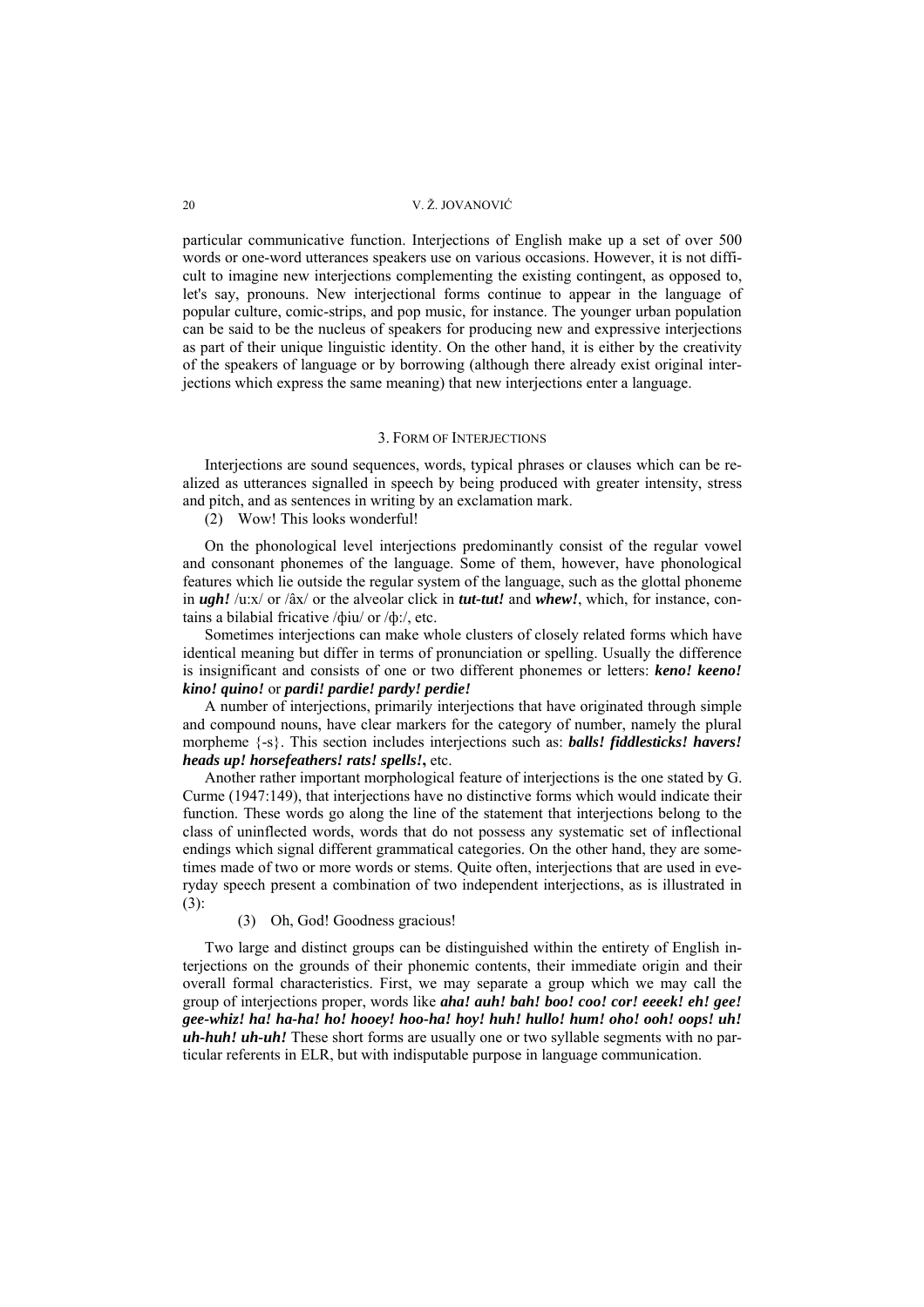particular communicative function. Interjections of English make up a set of over 500 words or one-word utterances speakers use on various occasions. However, it is not difficult to imagine new interjections complementing the existing contingent, as opposed to, let's say, pronouns. New interjectional forms continue to appear in the language of popular culture, comic-strips, and pop music, for instance. The younger urban population can be said to be the nucleus of speakers for producing new and expressive interjections as part of their unique linguistic identity. On the other hand, it is either by the creativity of the speakers of language or by borrowing (although there already exist original interjections which express the same meaning) that new interjections enter a language.

## 3. Form of Interjections

Interjections are sound sequences, words, typical phrases or clauses which can be realized as utterances signalled in speech by being produced with greater intensity, stress and pitch, and as sentences in writing by an exclamation mark.

(2) Wow! This looks wonderful!

On the phonological level interjections predominantly consist of the regular vowel and consonant phonemes of the language. Some of them, however, have phonological features which lie outside the regular system of the language, such as the glottal phoneme in ***ugh!*** /u:x/ or /âx/ or the alveolar click in ***tut-tut!*** and ***whew!***, which, for instance, contains a bilabial fricative /ɸiu/ or /ɸ:/, etc.

Sometimes interjections can make whole clusters of closely related forms which have identical meaning but differ in terms of pronunciation or spelling. Usually the difference is insignificant and consists of one or two different phonemes or letters: ***keno! keeno! kino! quino!*** or ***pardi! pardie! pardy! perdie!***

A number of interjections, primarily interjections that have originated through simple and compound nouns, have clear markers for the category of number, namely the plural morpheme {-s}. This section includes interjections such as: ***balls! fiddlesticks! havers! heads up! horsefeathers! rats! spells!***, etc.

Another rather important morphological feature of interjections is the one stated by G. Curme (1947:149), that interjections have no distinctive forms which would indicate their function. These words go along the line of the statement that interjections belong to the class of uninflected words, words that do not possess any systematic set of inflectional endings which signal different grammatical categories. On the other hand, they are sometimes made of two or more words or stems. Quite often, interjections that are used in everyday speech present a combination of two independent interjections, as is illustrated in (3):

(3) Oh, God! Goodness gracious!

Two large and distinct groups can be distinguished within the entirety of English interjections on the grounds of their phonemic contents, their immediate origin and their overall formal characteristics. First, we may separate a group which we may call the group of interjections proper, words like ***aha! auh! bah! boo! coo! cor! eeeek! eh! gee! gee-whiz! ha! ha-ha! ho! hooey! hoo-ha! hoy! huh! hullo! hum! oho! ooh! oops! uh! uh-huh! uh-uh!*** These short forms are usually one or two syllable segments with no particular referents in ELR, but with indisputable purpose in language communication.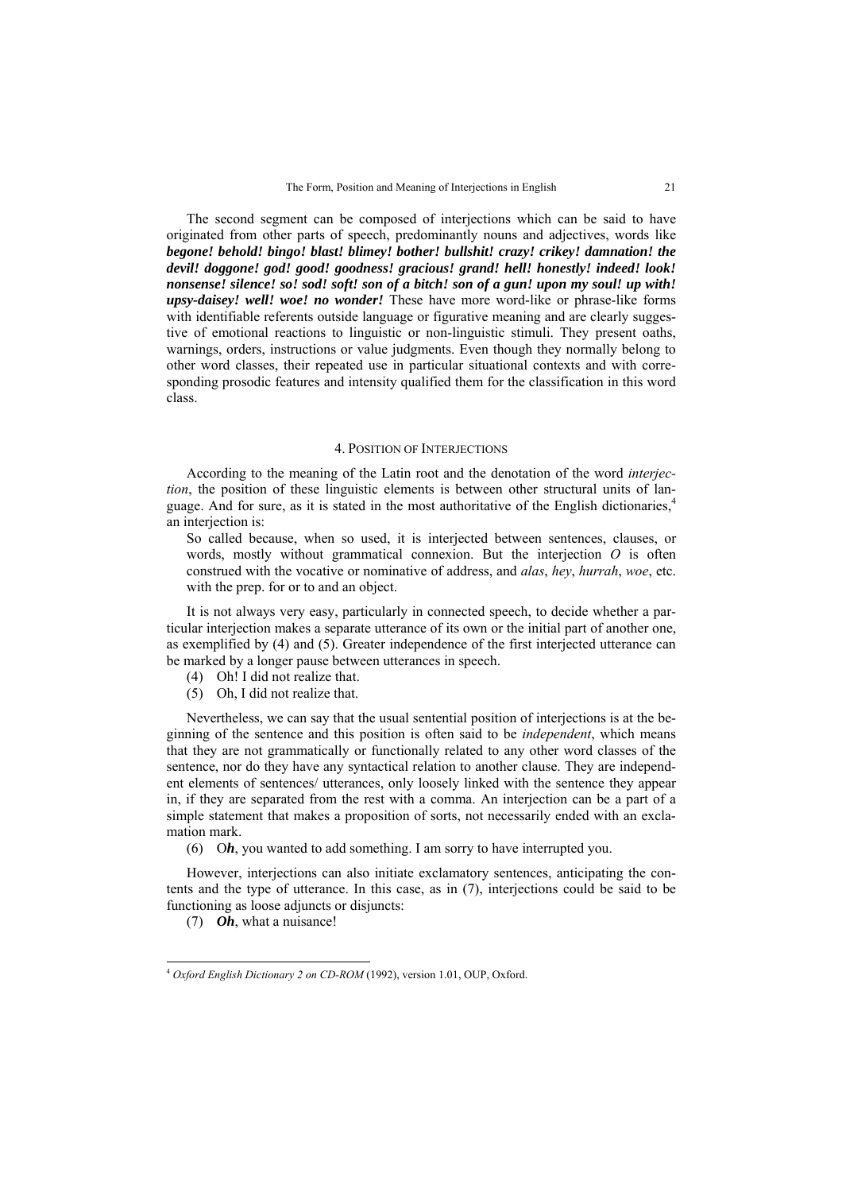The second segment can be composed of interjections which can be said to have originated from other parts of speech, predominantly nouns and adjectives, words like ***begone! behold! bingo! blast! blimey! bother! bullshit! crazy! crikey! damnation! the devil! doggone! god! good! goodness! gracious! grand! hell! honestly! indeed! look! nonsense! silence! so! sod! soft! son of a bitch! son of a gun! upon my soul! up with! upsy-daisey! well! woe! no wonder!*** These have more word-like or phrase-like forms with identifiable referents outside language or figurative meaning and are clearly suggestive of emotional reactions to linguistic or non-linguistic stimuli. They present oaths, warnings, orders, instructions or value judgments. Even though they normally belong to other word classes, their repeated use in particular situational contexts and with corresponding prosodic features and intensity qualified them for the classification in this word class.

## 4. Position of Interjections

According to the meaning of the Latin root and the denotation of the word *interjection*, the position of these linguistic elements is between other structural units of language. And for sure, as it is stated in the most authoritative of the English dictionaries,[4] an interjection is:

> So called because, when so used, it is interjected between sentences, clauses, or words, mostly without grammatical connexion. But the interjection *O* is often construed with the vocative or nominative of address, and *alas*, *hey*, *hurrah*, *woe*, etc. with the prep. for or to and an object.

It is not always very easy, particularly in connected speech, to decide whether a particular interjection makes a separate utterance of its own or the initial part of another one, as exemplified by (4) and (5). Greater independence of the first interjected utterance can be marked by a longer pause between utterances in speech.

(4) Oh! I did not realize that.

(5) Oh, I did not realize that.

Nevertheless, we can say that the usual sentential position of interjections is at the beginning of the sentence and this position is often said to be *independent*, which means that they are not grammatically or functionally related to any other word classes of the sentence, nor do they have any syntactical relation to another clause. They are independent elements of sentences/ utterances, only loosely linked with the sentence they appear in, if they are separated from the rest with a comma. An interjection can be a part of a simple statement that makes a proposition of sorts, not necessarily ended with an exclamation mark.

(6) O***h***, you wanted to add something. I am sorry to have interrupted you.

However, interjections can also initiate exclamatory sentences, anticipating the contents and the type of utterance. In this case, as in (7), interjections could be said to be functioning as loose adjuncts or disjuncts:

(7) ***Oh***, what a nuisance!

[4] *Oxford English Dictionary 2 on CD-ROM* (1992), version 1.01, OUP, Oxford.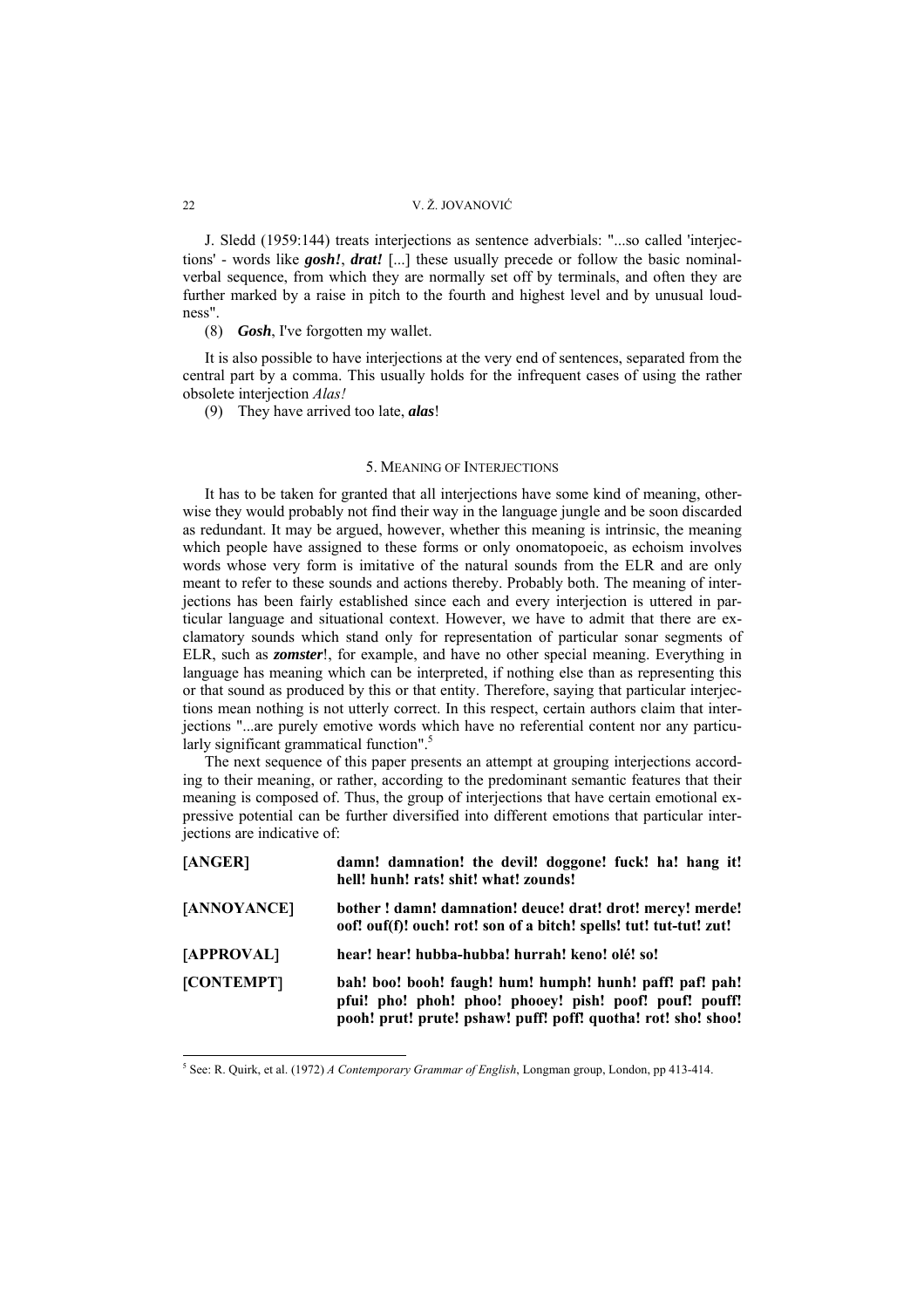J. Sledd (1959:144) treats interjections as sentence adverbials: "...so called 'interjections' - words like ***gosh!***, ***drat!*** [...] these usually precede or follow the basic nominal-verbal sequence, from which they are normally set off by terminals, and often they are further marked by a raise in pitch to the fourth and highest level and by unusual loudness".

(8) ***Gosh***, I've forgotten my wallet.

It is also possible to have interjections at the very end of sentences, separated from the central part by a comma. This usually holds for the infrequent cases of using the rather obsolete interjection *Alas!*

(9) They have arrived too late, ***alas***!

## 5. Meaning of Interjections

It has to be taken for granted that all interjections have some kind of meaning, otherwise they would probably not find their way in the language jungle and be soon discarded as redundant. It may be argued, however, whether this meaning is intrinsic, the meaning which people have assigned to these forms or only onomatopoeic, as echoism involves words whose very form is imitative of the natural sounds from the ELR and are only meant to refer to these sounds and actions thereby. Probably both. The meaning of interjections has been fairly established since each and every interjection is uttered in particular language and situational context. However, we have to admit that there are exclamatory sounds which stand only for representation of particular sonar segments of ELR, such as ***zomster***!, for example, and have no other special meaning. Everything in language has meaning which can be interpreted, if nothing else than as representing this or that sound as produced by this or that entity. Therefore, saying that particular interjections mean nothing is not utterly correct. In this respect, certain authors claim that interjections "...are purely emotive words which have no referential content nor any particularly significant grammatical function".[5]

The next sequence of this paper presents an attempt at grouping interjections according to their meaning, or rather, according to the predominant semantic features that their meaning is composed of. Thus, the group of interjections that have certain emotional expressive potential can be further diversified into different emotions that particular interjections are indicative of:

| | |
|---|---|
| **[ANGER]** | **damn! damnation! the devil! doggone! fuck! ha! hang it! hell! hunh! rats! shit! what! zounds!** |
| **[ANNOYANCE]** | **bother ! damn! damnation! deuce! drat! drot! mercy! merde! oof! ouf(f)! ouch! rot! son of a bitch! spells! tut! tut-tut! zut!** |
| **[APPROVAL]** | **hear! hear! hubba-hubba! hurrah! keno! olé! so!** |
| **[CONTEMPT]** | **bah! boo! booh! faugh! hum! humph! hunh! paff! paf! pah! pfui! pho! phoh! phoo! phooey! pish! poof! pouf! pouff! pooh! prut! prute! pshaw! puff! poff! quotha! rot! sho! shoo!** |

[5] See: R. Quirk, et al. (1972) *A Contemporary Grammar of English*, Longman group, London, pp 413-414.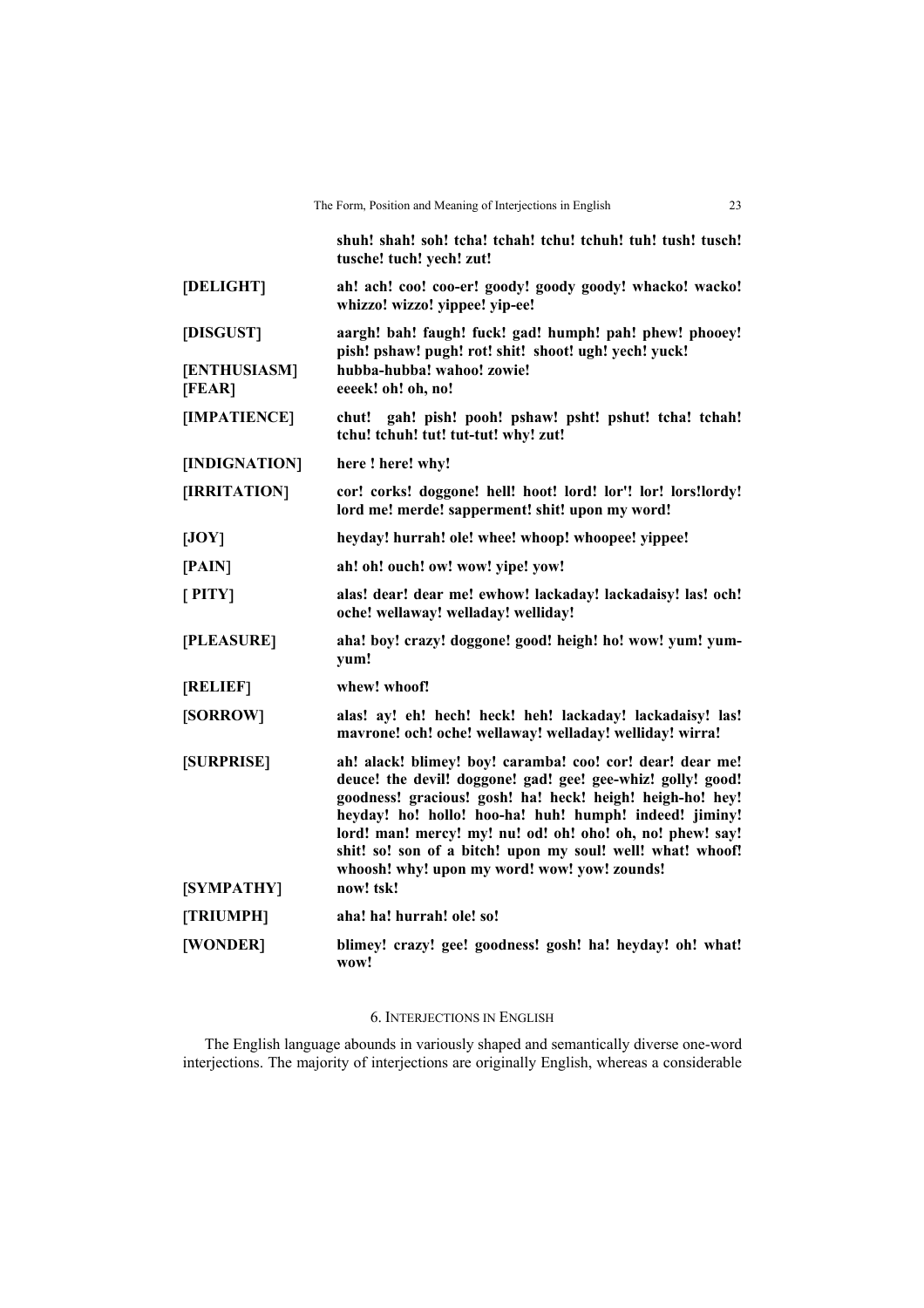| | |
|---|---|
| | **shuh! shah! soh! tcha! tchah! tchu! tchuh! tuh! tush! tusch! tusche! tuch! yech! zut!** |
| [DELIGHT] | **ah! ach! coo! coo-er! goody! goody goody! whacko! wacko! whizzo! wizzo! yippee! yip-ee!** |
| [DISGUST] | **aargh! bah! faugh! fuck! gad! humph! pah! phew! phooey! pish! pshaw! pugh! rot! shit! shoot! ugh! yech! yuck!** |
| [ENTHUSIASM] | **hubba-hubba! wahoo! zowie!** |
| [FEAR] | **eeeek! oh! oh, no!** |
| [IMPATIENCE] | **chut! gah! pish! pooh! pshaw! psht! pshut! tcha! tchah! tchu! tchuh! tut! tut-tut! why! zut!** |
| [INDIGNATION] | **here ! here! why!** |
| [IRRITATION] | **cor! corks! doggone! hell! hoot! lord! lor'! lor! lors!lordy! lord me! merde! sapperment! shit! upon my word!** |
| [JOY] | **heyday! hurrah! ole! whee! whoop! whoopee! yippee!** |
| [PAIN] | **ah! oh! ouch! ow! wow! yipe! yow!** |
| [ PITY] | **alas! dear! dear me! ewhow! lackaday! lackadaisy! las! och! oche! wellaway! welladay! welliday!** |
| [PLEASURE] | **aha! boy! crazy! doggone! good! heigh! ho! wow! yum! yum-yum!** |
| [RELIEF] | **whew! whoof!** |
| [SORROW] | **alas! ay! eh! hech! heck! heh! lackaday! lackadaisy! las! mavrone! och! oche! wellaway! welladay! welliday! wirra!** |
| [SURPRISE] | **ah! alack! blimey! boy! caramba! coo! cor! dear! dear me! deuce! the devil! doggone! gad! gee! gee-whiz! golly! good! goodness! gracious! gosh! ha! heck! heigh! heigh-ho! hey! heyday! ho! hollo! hoo-ha! huh! humph! indeed! jiminy! lord! man! mercy! my! nu! od! oh! oho! oh, no! phew! say! shit! so! son of a bitch! upon my soul! well! what! whoof! whoosh! why! upon my word! wow! yow! zounds!** |
| [SYMPATHY] | **now! tsk!** |
| [TRIUMPH] | **aha! ha! hurrah! ole! so!** |
| [WONDER] | **blimey! crazy! gee! goodness! gosh! ha! heyday! oh! what! wow!** |

## 6. Interjections in English

The English language abounds in variously shaped and semantically diverse one-word interjections. The majority of interjections are originally English, whereas a considerable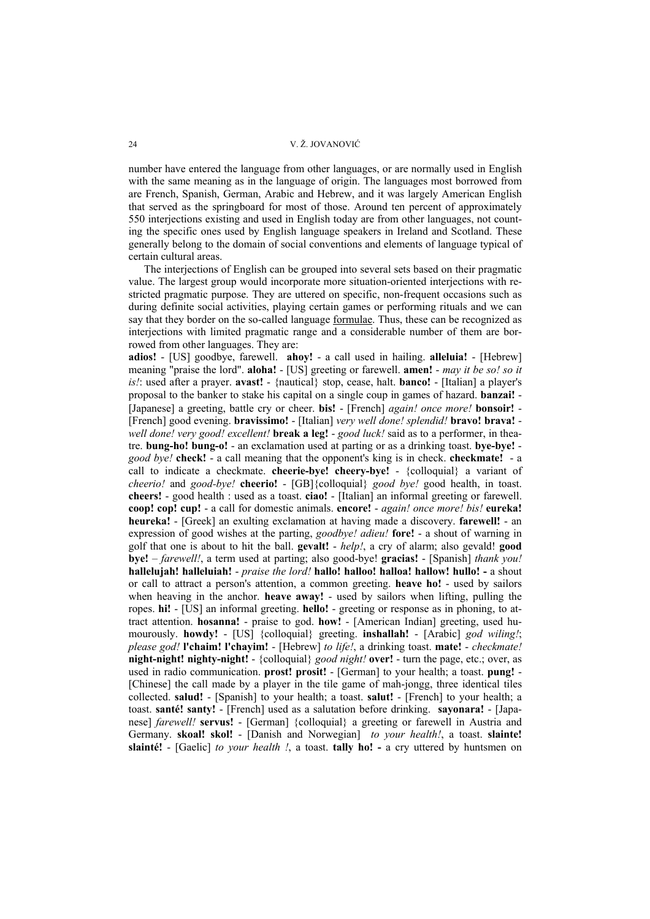number have entered the language from other languages, or are normally used in English with the same meaning as in the language of origin. The languages most borrowed from are French, Spanish, German, Arabic and Hebrew, and it was largely American English that served as the springboard for most of those. Around ten percent of approximately 550 interjections existing and used in English today are from other languages, not counting the specific ones used by English language speakers in Ireland and Scotland. These generally belong to the domain of social conventions and elements of language typical of certain cultural areas.

The interjections of English can be grouped into several sets based on their pragmatic value. The largest group would incorporate more situation-oriented interjections with restricted pragmatic purpose. They are uttered on specific, non-frequent occasions such as during definite social activities, playing certain games or performing rituals and we can say that they border on the so-called language formulae. Thus, these can be recognized as interjections with limited pragmatic range and a considerable number of them are borrowed from other languages. They are:

**adios!** - [US] goodbye, farewell. **ahoy!** - a call used in hailing. **alleluia!** - [Hebrew] meaning "praise the lord". **aloha!** - [US] greeting or farewell. **amen!** - *may it be so! so it is!*: used after a prayer. **avast!** - {nautical} stop, cease, halt. **banco!** - [Italian] a player's proposal to the banker to stake his capital on a single coup in games of hazard. **banzai!** - [Japanese] a greeting, battle cry or cheer. **bis!** - [French] *again! once more!* **bonsoir!** - [French] good evening. **bravissimo!** - [Italian] *very well done! splendid!* **bravo! brava!** - *well done! very good! excellent!* **break a leg!** - *good luck!* said as to a performer, in theatre. **bung-ho! bung-o!** - an exclamation used at parting or as a drinking toast. **bye-bye!** - *good bye!* **check!** - a call meaning that the opponent's king is in check. **checkmate!** - a call to indicate a checkmate. **cheerie-bye! cheery-bye!** - {colloquial} a variant of *cheerio!* and *good-bye!* **cheerio!** - [GB]{colloquial} *good bye!* good health, in toast. **cheers!** - good health : used as a toast. **ciao!** - [Italian] an informal greeting or farewell. **coop! cop! cup!** - a call for domestic animals. **encore!** - *again! once more! bis!* **eureka! heureka!** - [Greek] an exulting exclamation at having made a discovery. **farewell!** - an expression of good wishes at the parting, *goodbye! adieu!* **fore!** - a shout of warning in golf that one is about to hit the ball. **gevalt!** - *help!*, a cry of alarm; also gevald! **good bye!** – *farewell!*, a term used at parting; also good-bye! **gracias!** - [Spanish] *thank you!* **hallelujah! halleluiah!** - *praise the lord!* **hallo! halloo! halloa! hallow! hullo!** - a shout or call to attract a person's attention, a common greeting. **heave ho!** - used by sailors when heaving in the anchor. **heave away!** - used by sailors when lifting, pulling the ropes. **hi!** - [US] an informal greeting. **hello!** - greeting or response as in phoning, to attract attention. **hosanna!** - praise to god. **how!** - [American Indian] greeting, used humourously. **howdy!** - [US] {colloquial} greeting. **inshallah!** - [Arabic] *god wiling!*; *please god!* **l'chaim! l'chayim!** - [Hebrew] *to life!*, a drinking toast. **mate!** - *checkmate!* **night-night! nighty-night!** - {colloquial} *good night!* **over!** - turn the page, etc.; over, as used in radio communication. **prost! prosit!** - [German] to your health; a toast. **pung!** - [Chinese] the call made by a player in the tile game of mah-jongg, three identical tiles collected. **salud!** - [Spanish] to your health; a toast. **salut!** - [French] to your health; a toast. **santé! santy!** - [French] used as a salutation before drinking. **sayonara!** - [Japanese] *farewell!* **servus!** - [German] {colloquial} a greeting or farewell in Austria and Germany. **skoal! skol!** - [Danish and Norwegian] *to your health!*, a toast. **slainte! slainté!** - [Gaelic] *to your health !*, a toast. **tally ho! -** a cry uttered by huntsmen on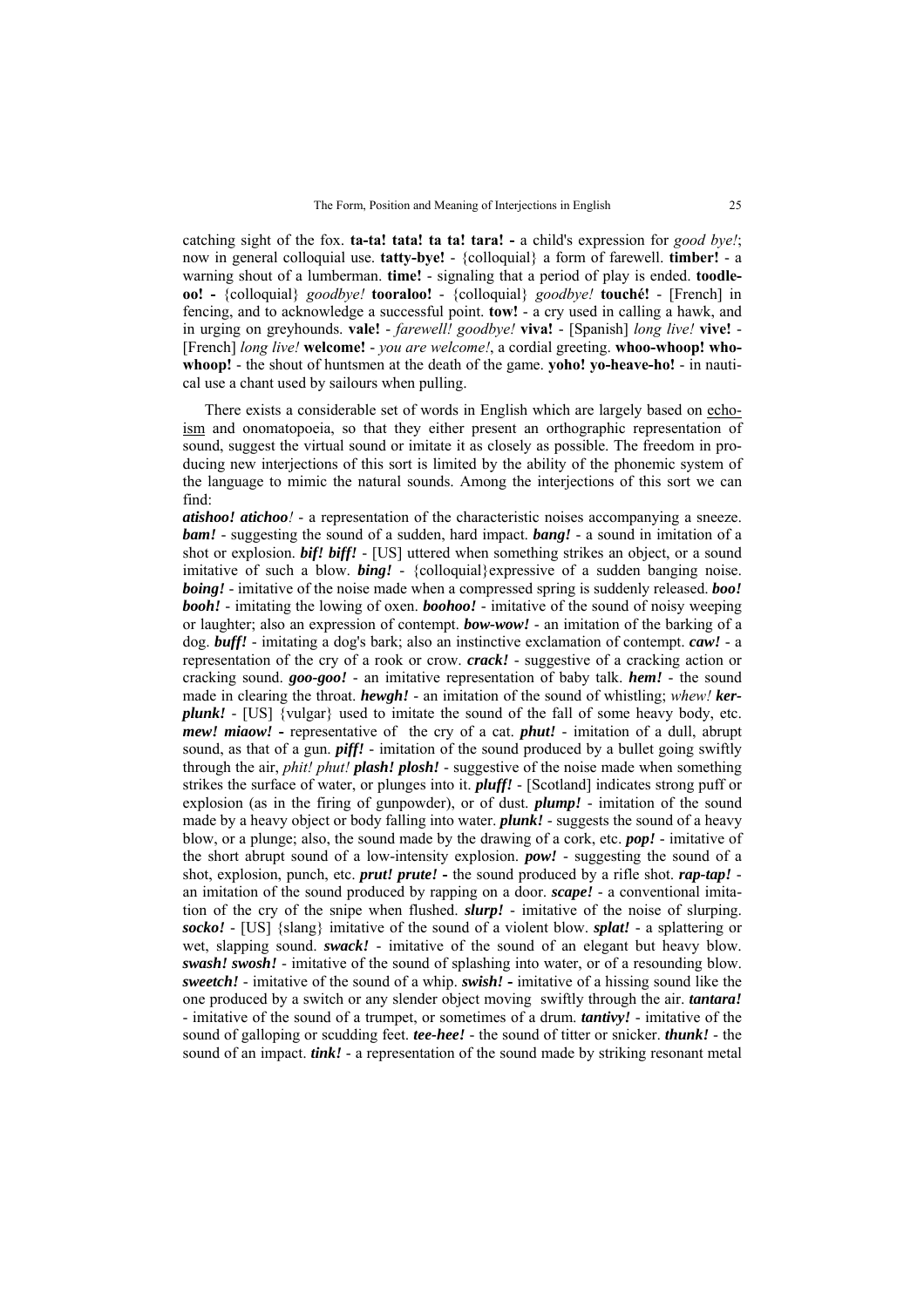catching sight of the fox. **ta-ta! tata! ta ta! tara! -** a child's expression for *good bye!*; now in general colloquial use. **tatty-bye!** - {colloquial} a form of farewell. **timber!** - a warning shout of a lumberman. **time!** - signaling that a period of play is ended. **toodle-oo! -** {colloquial} *goodbye!* **tooraloo!** - {colloquial} *goodbye!* **touché!** - [French] in fencing, and to acknowledge a successful point. **tow!** - a cry used in calling a hawk, and in urging on greyhounds. **vale!** - *farewell! goodbye!* **viva!** - [Spanish] *long live!* **vive!** - [French] *long live!* **welcome!** - *you are welcome!*, a cordial greeting. **whoo-whoop! who-whoop!** - the shout of huntsmen at the death of the game. **yoho! yo-heave-ho!** - in nautical use a chant used by sailours when pulling.

There exists a considerable set of words in English which are largely based on echoism and onomatopoeia, so that they either present an orthographic representation of sound, suggest the virtual sound or imitate it as closely as possible. The freedom in producing new interjections of this sort is limited by the ability of the phonemic system of the language to mimic the natural sounds. Among the interjections of this sort we can find:

***atishoo! atichoo!*** - a representation of the characteristic noises accompanying a sneeze. ***bam!*** - suggesting the sound of a sudden, hard impact. ***bang!*** - a sound in imitation of a shot or explosion. ***bif! biff!*** - [US] uttered when something strikes an object, or a sound imitative of such a blow. ***bing!*** - {colloquial}expressive of a sudden banging noise. ***boing!*** - imitative of the noise made when a compressed spring is suddenly released. ***boo! booh!*** - imitating the lowing of oxen. ***boohoo!*** - imitative of the sound of noisy weeping or laughter; also an expression of contempt. ***bow-wow!*** - an imitation of the barking of a dog. ***buff!*** - imitating a dog's bark; also an instinctive exclamation of contempt. ***caw!*** - a representation of the cry of a rook or crow. ***crack!*** - suggestive of a cracking action or cracking sound. ***goo-goo!*** - an imitative representation of baby talk. ***hem!*** - the sound made in clearing the throat. ***hewgh!*** - an imitation of the sound of whistling; *whew!* ***ker-plunk!*** - [US] {vulgar} used to imitate the sound of the fall of some heavy body, etc. ***mew! miaow!*** - representative of the cry of a cat. ***phut!*** - imitation of a dull, abrupt sound, as that of a gun. ***piff!*** - imitation of the sound produced by a bullet going swiftly through the air, *phit! phut!* ***plash! plosh!*** - suggestive of the noise made when something strikes the surface of water, or plunges into it. ***pluff!*** - [Scotland] indicates strong puff or explosion (as in the firing of gunpowder), or of dust. ***plump!*** - imitation of the sound made by a heavy object or body falling into water. ***plunk!*** - suggests the sound of a heavy blow, or a plunge; also, the sound made by the drawing of a cork, etc. ***pop!*** - imitative of the short abrupt sound of a low-intensity explosion. ***pow!*** - suggesting the sound of a shot, explosion, punch, etc. ***prut! prute!*** - the sound produced by a rifle shot. ***rap-tap!*** - an imitation of the sound produced by rapping on a door. ***scape!*** - a conventional imitation of the cry of the snipe when flushed. ***slurp!*** - imitative of the noise of slurping. ***socko!*** - [US] {slang} imitative of the sound of a violent blow. ***splat!*** - a splattering or wet, slapping sound. ***swack!*** - imitative of the sound of an elegant but heavy blow. ***swash! swosh!*** - imitative of the sound of splashing into water, or of a resounding blow. ***sweetch!*** - imitative of the sound of a whip. ***swish!*** - imitative of a hissing sound like the one produced by a switch or any slender object moving swiftly through the air. ***tantara!*** - imitative of the sound of a trumpet, or sometimes of a drum. ***tantivy!*** - imitative of the sound of galloping or scudding feet. ***tee-hee!*** - the sound of titter or snicker. ***thunk!*** - the sound of an impact. ***tink!*** - a representation of the sound made by striking resonant metal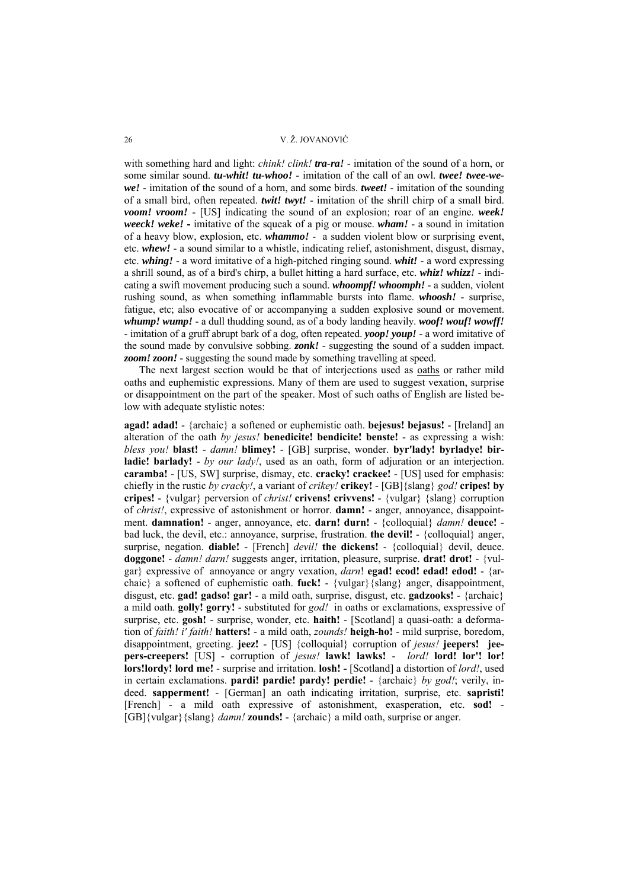with something hard and light: *chink! clink!* ***tra-ra!*** - imitation of the sound of a horn, or some similar sound. ***tu-whit! tu-whoo!*** - imitation of the call of an owl. ***twee! twee-we-we!*** - imitation of the sound of a horn, and some birds. ***tweet!*** - imitation of the sounding of a small bird, often repeated. ***twit! twyt!*** - imitation of the shrill chirp of a small bird. ***voom! vroom!*** - [US] indicating the sound of an explosion; roar of an engine. ***week! weeck! weke!*** - imitative of the squeak of a pig or mouse. ***wham!*** - a sound in imitation of a heavy blow, explosion, etc. ***whammo!*** - a sudden violent blow or surprising event, etc. ***whew!*** - a sound similar to a whistle, indicating relief, astonishment, disgust, dismay, etc. ***whing!*** - a word imitative of a high-pitched ringing sound. ***whit!*** - a word expressing a shrill sound, as of a bird's chirp, a bullet hitting a hard surface, etc. ***whiz! whizz!*** - indicating a swift movement producing such a sound. ***whoompf! whoomph!*** - a sudden, violent rushing sound, as when something inflammable bursts into flame. ***whoosh!*** - surprise, fatigue, etc; also evocative of or accompanying a sudden explosive sound or movement. ***whump! wump!*** - a dull thudding sound, as of a body landing heavily. ***woof! wouf! wowff!*** - imitation of a gruff abrupt bark of a dog, often repeated. ***yoop! youp!*** - a word imitative of the sound made by convulsive sobbing. ***zonk!*** - suggesting the sound of a sudden impact. ***zoom! zoon!*** - suggesting the sound made by something travelling at speed.

The next largest section would be that of interjections used as <u>oaths</u> or rather mild oaths and euphemistic expressions. Many of them are used to suggest vexation, surprise or disappointment on the part of the speaker. Most of such oaths of English are listed below with adequate stylistic notes:

**agad! adad!** - {archaic} a softened or euphemistic oath. **bejesus! bejasus!** - [Ireland] an alteration of the oath *by jesus!* **benedicite! bendicite! benste!** - as expressing a wish: *bless you!* **blast!** - *damn!* **blimey!** - [GB] surprise, wonder. **byr'lady! byrladye! birladie! barlady!** - *by our lady!*, used as an oath, form of adjuration or an interjection. **caramba!** - [US, SW] surprise, dismay, etc. **cracky! crackee!** - [US] used for emphasis: chiefly in the rustic *by cracky!*, a variant of *crikey!* **crikey!** - [GB]{slang} *god!* **cripes! by cripes!** - {vulgar} perversion of *christ!* **crivens! crivvens!** - {vulgar} {slang} corruption of *christ!*, expressive of astonishment or horror. **damn!** - anger, annoyance, disappointment. **damnation!** - anger, annoyance, etc. **darn! durn!** - {colloquial} *damn!* **deuce!** - bad luck, the devil, etc.: annoyance, surprise, frustration. **the devil!** - {colloquial} anger, surprise, negation. **diable!** - [French] *devil!* **the dickens!** - {colloquial} devil, deuce. **doggone!** - *damn! darn!* suggests anger, irritation, pleasure, surprise. **drat! drot!** - {vulgar} expressive of annoyance or angry vexation, *darn*! **egad! ecod! edad! edod!** - {archaic} a softened of euphemistic oath. **fuck!** - {vulgar}{slang} anger, disappointment, disgust, etc. **gad! gadso! gar!** - a mild oath, surprise, disgust, etc. **gadzooks!** - {archaic} a mild oath. **golly! gorry!** - substituted for *god!* in oaths or exclamations, exspressive of surprise, etc. **gosh!** - surprise, wonder, etc. **haith!** - [Scotland] a quasi-oath: a deformation of *faith! i' faith!* **hatters!** - a mild oath, *zounds!* **heigh-ho!** - mild surprise, boredom, disappointment, greeting. **jeez!** - [US] {colloquial} corruption of *jesus!* **jeepers! jeepers-creepers!** [US] - corruption of *jesus!* **lawk! lawks!** - *lord!* **lord! lor'! lor! lors!lordy! lord me!** - surprise and irritation. **losh! -** [Scotland] a distortion of *lord!*, used in certain exclamations. **pardi! pardie! pardy! perdie!** - {archaic} *by god!*; verily, indeed. **sapperment!** - [German] an oath indicating irritation, surprise, etc. **sapristi!** [French] - a mild oath expressive of astonishment, exasperation, etc. **sod!** - [GB]{vulgar}{slang} *damn!* **zounds!** - {archaic} a mild oath, surprise or anger.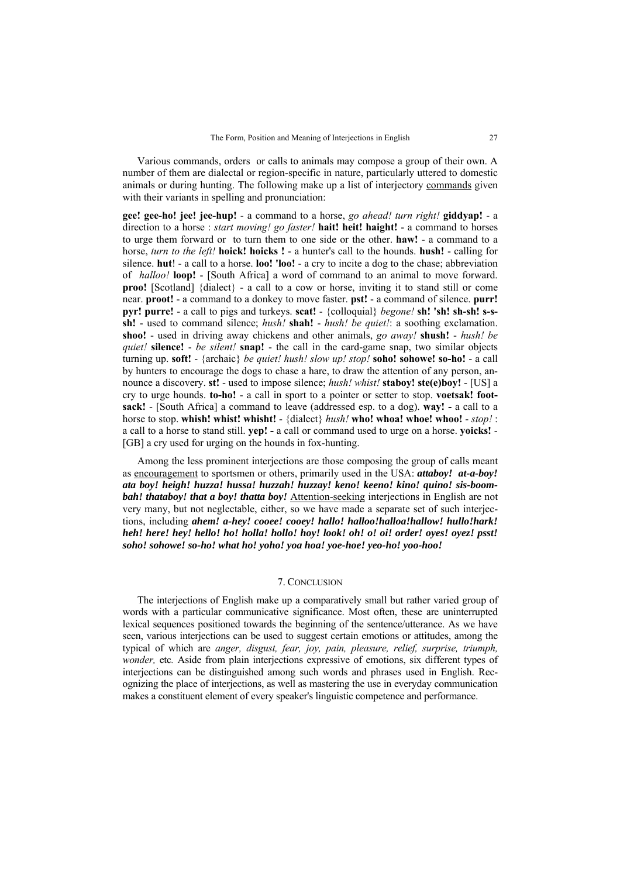Various commands, orders or calls to animals may compose a group of their own. A number of them are dialectal or region-specific in nature, particularly uttered to domestic animals or during hunting. The following make up a list of interjectory commands given with their variants in spelling and pronunciation:

**gee! gee-ho! jee! jee-hup!** - a command to a horse, *go ahead! turn right!* **giddyap!** - a direction to a horse : *start moving! go faster!* **hait! heit! haight!** - a command to horses to urge them forward or to turn them to one side or the other. **haw!** - a command to a horse, *turn to the left!* **hoick! hoicks !** - a hunter's call to the hounds. **hush!** - calling for silence. **hut**! - a call to a horse. **loo! 'loo!** - a cry to incite a dog to the chase; abbreviation of *halloo!* **loop!** - [South Africa] a word of command to an animal to move forward. **proo!** [Scotland] {dialect} - a call to a cow or horse, inviting it to stand still or come near. **proot!** - a command to a donkey to move faster. **pst!** - a command of silence. **purr! pyr! purre!** - a call to pigs and turkeys. **scat!** - {colloquial} *begone!* **sh! 'sh! sh-sh! s-s-sh!** - used to command silence; *hush!* **shah!** - *hush! be quiet!*: a soothing exclamation. **shoo!** - used in driving away chickens and other animals, *go away!* **shush!** - *hush! be quiet!* **silence!** - *be silent!* **snap!** - the call in the card-game snap, two similar objects turning up. **soft!** - {archaic} *be quiet! hush! slow up! stop!* **soho! sohowe! so-ho!** - a call by hunters to encourage the dogs to chase a hare, to draw the attention of any person, announce a discovery. **st!** - used to impose silence; *hush! whist!* **staboy! ste(e)boy!** - [US] a cry to urge hounds. **to-ho!** - a call in sport to a pointer or setter to stop. **voetsak! footsack!** - [South Africa] a command to leave (addressed esp. to a dog). **way! -** a call to a horse to stop. **whish! whist! whisht!** - {dialect} *hush!* **who! whoa! whoe! whoo!** - *stop!* : a call to a horse to stand still. **yep! -** a call or command used to urge on a horse. **yoicks!** - [GB] a cry used for urging on the hounds in fox-hunting.

Among the less prominent interjections are those composing the group of calls meant as encouragement to sportsmen or others, primarily used in the USA: ***attaboy! at-a-boy! ata boy! heigh! huzza! hussa! huzzah! huzzay! keno! keeno! kino! quino! sis-boom-bah! thataboy! that a boy! thatta boy!*** Attention-seeking interjections in English are not very many, but not neglectable, either, so we have made a separate set of such interjections, including ***ahem! a-hey! cooee! cooey! hallo! halloo!halloa!hallow! hullo!hark! heh! here! hey! hello! ho! holla! hollo! hoy! look! oh! o! oi! order! oyes! oyez! psst! soho! sohowe! so-ho! what ho! yoho! yoa hoa! yoe-hoe! yeo-ho! yoo-hoo!***

## 7. Conclusion

The interjections of English make up a comparatively small but rather varied group of words with a particular communicative significance. Most often, these are uninterrupted lexical sequences positioned towards the beginning of the sentence/utterance. As we have seen, various interjections can be used to suggest certain emotions or attitudes, among the typical of which are *anger, disgust, fear, joy, pain, pleasure, relief, surprise, triumph, wonder,* etc*.* Aside from plain interjections expressive of emotions, six different types of interjections can be distinguished among such words and phrases used in English. Recognizing the place of interjections, as well as mastering the use in everyday communication makes a constituent element of every speaker's linguistic competence and performance.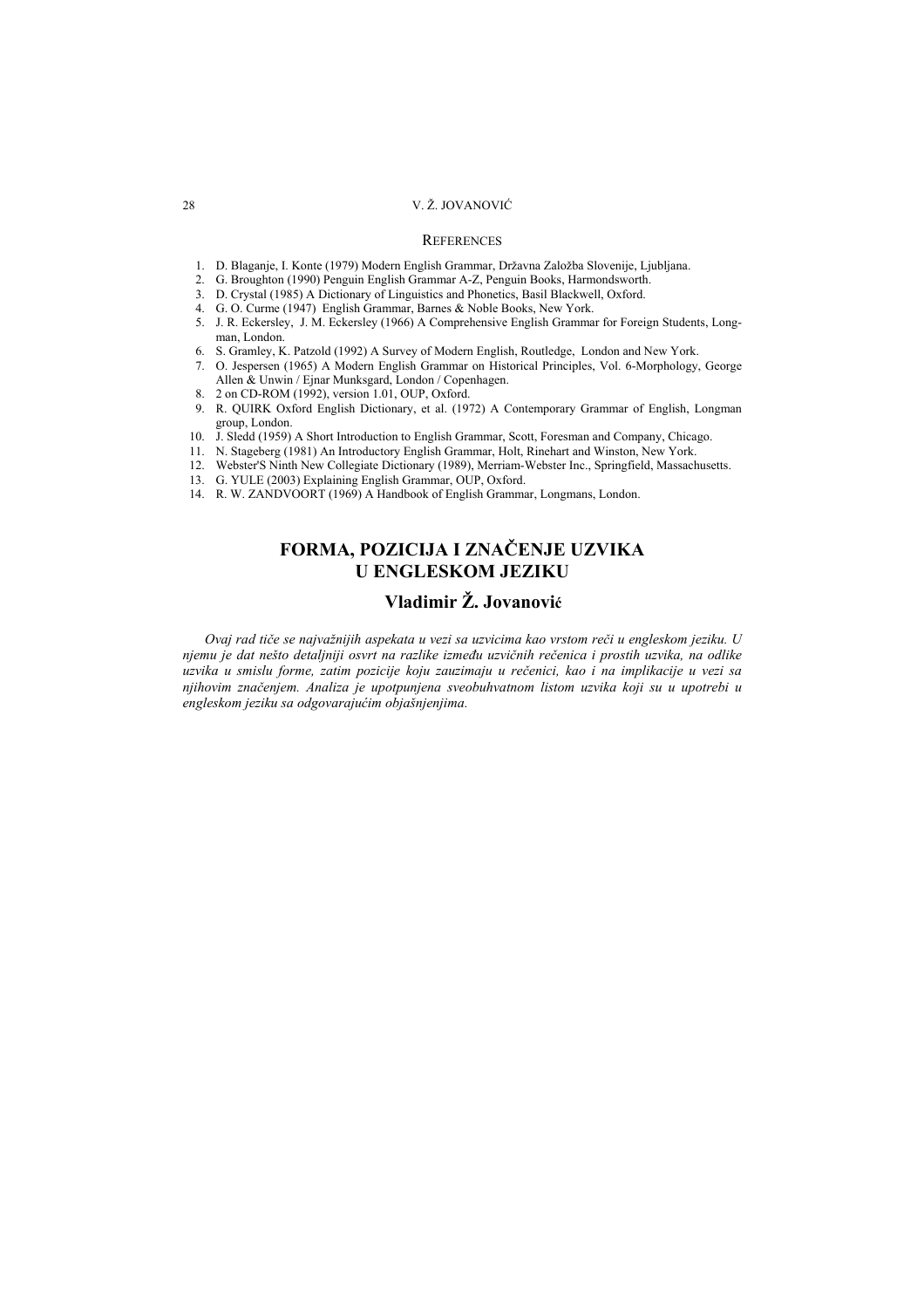## REFERENCES

1. D. Blaganje, I. Konte (1979) Modern English Grammar, Državna Založba Slovenije, Ljubljana.
2. G. Broughton (1990) Penguin English Grammar A-Z, Penguin Books, Harmondsworth.
3. D. Crystal (1985) A Dictionary of Linguistics and Phonetics, Basil Blackwell, Oxford.
4. G. O. Curme (1947) English Grammar, Barnes & Noble Books, New York.
5. J. R. Eckersley, J. M. Eckersley (1966) A Comprehensive English Grammar for Foreign Students, Longman, London.
6. S. Gramley, K. Patzold (1992) A Survey of Modern English, Routledge, London and New York.
7. O. Jespersen (1965) A Modern English Grammar on Historical Principles, Vol. 6-Morphology, George Allen & Unwin / Ejnar Munksgard, London / Copenhagen.
8. 2 on CD-ROM (1992), version 1.01, OUP, Oxford.
9. R. QUIRK Oxford English Dictionary, et al. (1972) A Contemporary Grammar of English, Longman group, London.
10. J. Sledd (1959) A Short Introduction to English Grammar, Scott, Foresman and Company, Chicago.
11. N. Stageberg (1981) An Introductory English Grammar, Holt, Rinehart and Winston, New York.
12. Webster'S Ninth New Collegiate Dictionary (1989), Merriam-Webster Inc., Springfield, Massachusetts.
13. G. YULE (2003) Explaining English Grammar, OUP, Oxford.
14. R. W. ZANDVOORT (1969) A Handbook of English Grammar, Longmans, London.

# FORMA, POZICIJA I ZNAČENJE UZVIKA U ENGLESKOM JEZIKU

## Vladimir Ž. Jovanović

*Ovaj rad tiče se najvažnijih aspekata u vezi sa uzvicima kao vrstom reči u engleskom jeziku. U njemu je dat nešto detaljniji osvrt na razlike između uzvičnih rečenica i prostih uzvika, na odlike uzvika u smislu forme, zatim pozicije koju zauzimaju u rečenici, kao i na implikacije u vezi sa njihovim značenjem. Analiza je upotpunjena sveobuhvatnom listom uzvika koji su u upotrebi u engleskom jeziku sa odgovarajućim objašnjenjima.*